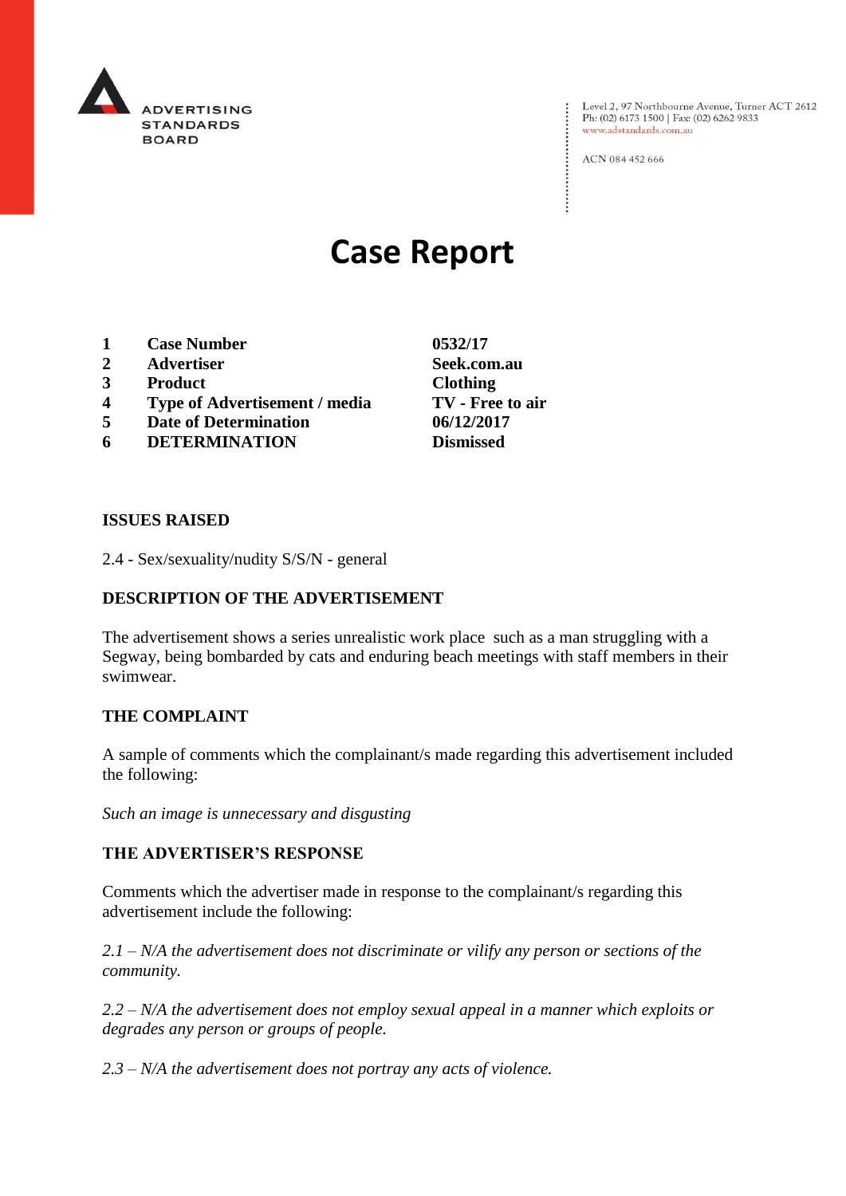ADVERTISING STANDARDS BOARD

Level 2, 97 Northbourne Avenue, Turner ACT 2612
Ph: (02) 6173 1500 | Fax: (02) 6262 9833
www.adstandards.com.au

ACN 084 452 666

# Case Report

| | | |
|---|---|---|
| **1** | **Case Number** | **0532/17** |
| **2** | **Advertiser** | **Seek.com.au** |
| **3** | **Product** | **Clothing** |
| **4** | **Type of Advertisement / media** | **TV - Free to air** |
| **5** | **Date of Determination** | **06/12/2017** |
| **6** | **DETERMINATION** | **Dismissed** |

**ISSUES RAISED**

2.4 - Sex/sexuality/nudity S/S/N - general

**DESCRIPTION OF THE ADVERTISEMENT**

The advertisement shows a series unrealistic work place such as a man struggling with a Segway, being bombarded by cats and enduring beach meetings with staff members in their swimwear.

**THE COMPLAINT**

A sample of comments which the complainant/s made regarding this advertisement included the following:

*Such an image is unnecessary and disgusting*

**THE ADVERTISER'S RESPONSE**

Comments which the advertiser made in response to the complainant/s regarding this advertisement include the following:

*2.1 – N/A the advertisement does not discriminate or vilify any person or sections of the community.*

*2.2 – N/A the advertisement does not employ sexual appeal in a manner which exploits or degrades any person or groups of people.*

*2.3 – N/A the advertisement does not portray any acts of violence.*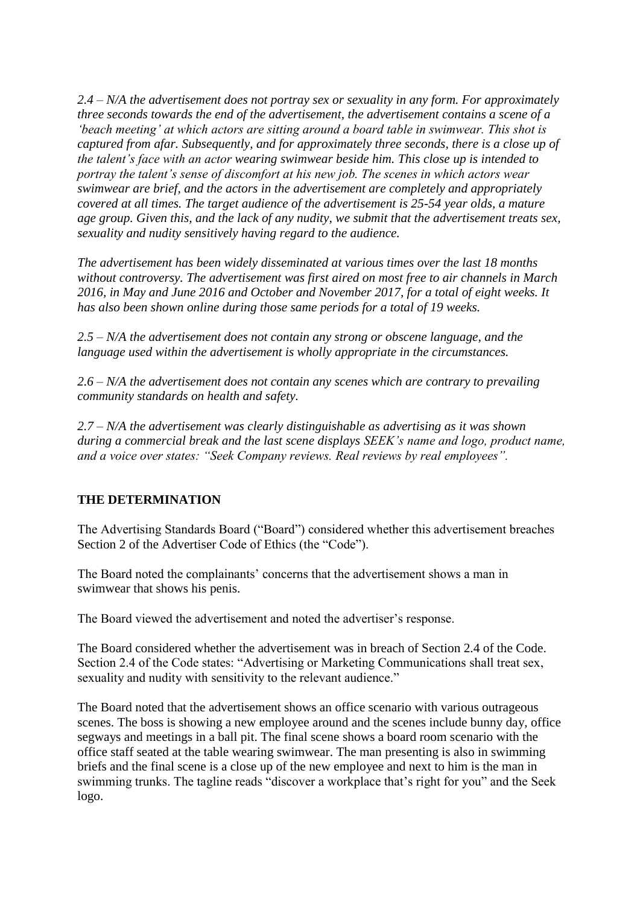*2.4 – N/A the advertisement does not portray sex or sexuality in any form. For approximately three seconds towards the end of the advertisement, the advertisement contains a scene of a 'beach meeting' at which actors are sitting around a board table in swimwear. This shot is captured from afar. Subsequently, and for approximately three seconds, there is a close up of the talent's face with an actor wearing swimwear beside him. This close up is intended to portray the talent's sense of discomfort at his new job. The scenes in which actors wear swimwear are brief, and the actors in the advertisement are completely and appropriately covered at all times. The target audience of the advertisement is 25-54 year olds, a mature age group. Given this, and the lack of any nudity, we submit that the advertisement treats sex, sexuality and nudity sensitively having regard to the audience.*

*The advertisement has been widely disseminated at various times over the last 18 months without controversy. The advertisement was first aired on most free to air channels in March 2016, in May and June 2016 and October and November 2017, for a total of eight weeks. It has also been shown online during those same periods for a total of 19 weeks.*

*2.5 – N/A the advertisement does not contain any strong or obscene language, and the language used within the advertisement is wholly appropriate in the circumstances.*

*2.6 – N/A the advertisement does not contain any scenes which are contrary to prevailing community standards on health and safety.*

*2.7 – N/A the advertisement was clearly distinguishable as advertising as it was shown during a commercial break and the last scene displays SEEK's name and logo, product name, and a voice over states: "Seek Company reviews. Real reviews by real employees".*

**THE DETERMINATION**

The Advertising Standards Board ("Board") considered whether this advertisement breaches Section 2 of the Advertiser Code of Ethics (the "Code").

The Board noted the complainants' concerns that the advertisement shows a man in swimwear that shows his penis.

The Board viewed the advertisement and noted the advertiser's response.

The Board considered whether the advertisement was in breach of Section 2.4 of the Code. Section 2.4 of the Code states: "Advertising or Marketing Communications shall treat sex, sexuality and nudity with sensitivity to the relevant audience."

The Board noted that the advertisement shows an office scenario with various outrageous scenes. The boss is showing a new employee around and the scenes include bunny day, office segways and meetings in a ball pit. The final scene shows a board room scenario with the office staff seated at the table wearing swimwear. The man presenting is also in swimming briefs and the final scene is a close up of the new employee and next to him is the man in swimming trunks. The tagline reads "discover a workplace that's right for you" and the Seek logo.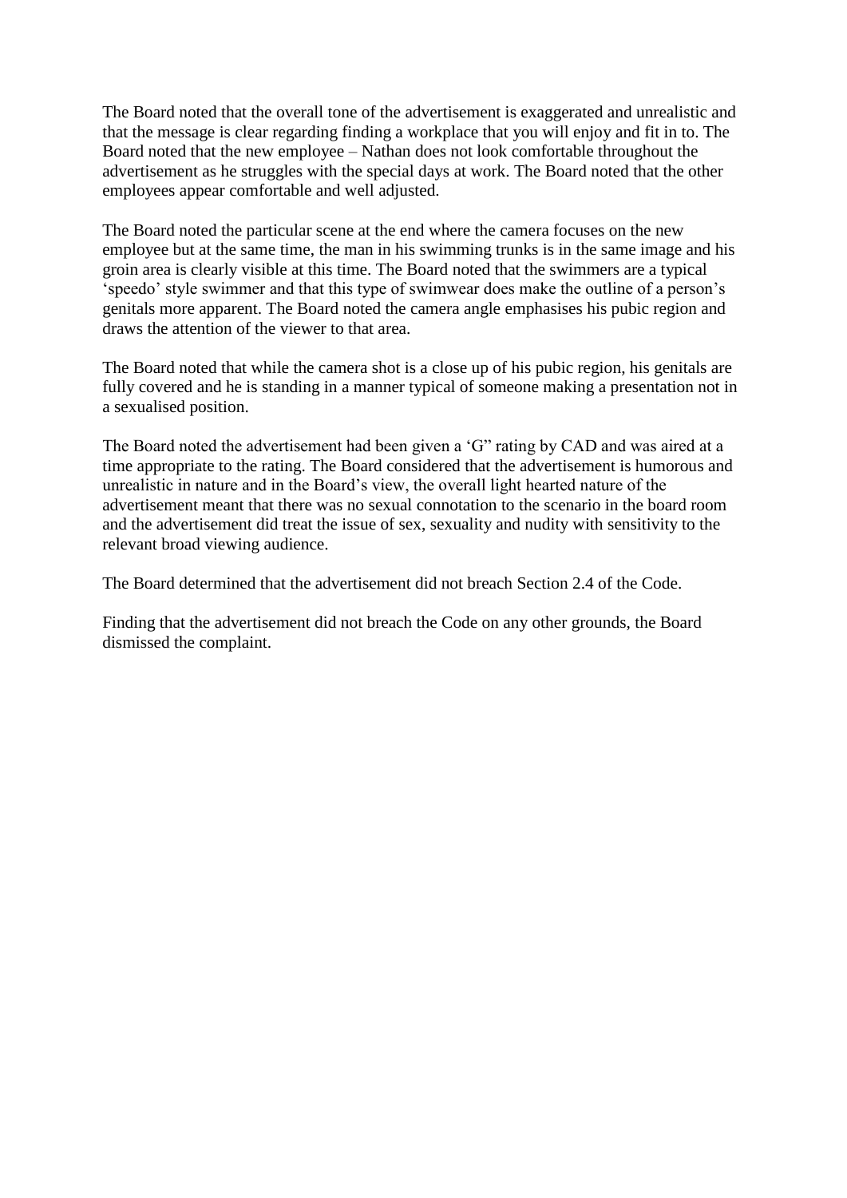The Board noted that the overall tone of the advertisement is exaggerated and unrealistic and that the message is clear regarding finding a workplace that you will enjoy and fit in to. The Board noted that the new employee – Nathan does not look comfortable throughout the advertisement as he struggles with the special days at work. The Board noted that the other employees appear comfortable and well adjusted.

The Board noted the particular scene at the end where the camera focuses on the new employee but at the same time, the man in his swimming trunks is in the same image and his groin area is clearly visible at this time. The Board noted that the swimmers are a typical 'speedo' style swimmer and that this type of swimwear does make the outline of a person's genitals more apparent. The Board noted the camera angle emphasises his pubic region and draws the attention of the viewer to that area.

The Board noted that while the camera shot is a close up of his pubic region, his genitals are fully covered and he is standing in a manner typical of someone making a presentation not in a sexualised position.

The Board noted the advertisement had been given a 'G" rating by CAD and was aired at a time appropriate to the rating. The Board considered that the advertisement is humorous and unrealistic in nature and in the Board's view, the overall light hearted nature of the advertisement meant that there was no sexual connotation to the scenario in the board room and the advertisement did treat the issue of sex, sexuality and nudity with sensitivity to the relevant broad viewing audience.

The Board determined that the advertisement did not breach Section 2.4 of the Code.

Finding that the advertisement did not breach the Code on any other grounds, the Board dismissed the complaint.